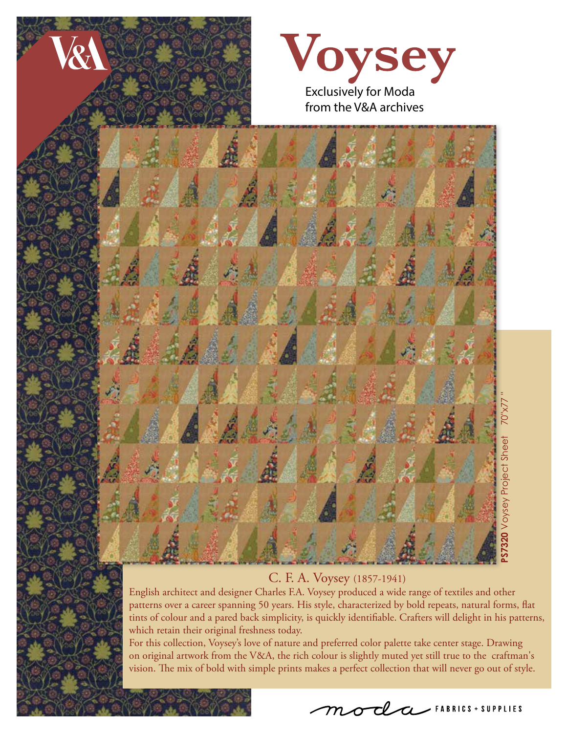V&A

# Voysey

Exclusively for Moda
from the V&A archives

**PS7320** Voysey Project Sheet 70"x77 "

## C. F. A. Voysey (1857-1941)

English architect and designer Charles F.A. Voysey produced a wide range of textiles and other patterns over a career spanning 50 years. His style, characterized by bold repeats, natural forms, flat tints of colour and a pared back simplicity, is quickly identifiable. Crafters will delight in his patterns, which retain their original freshness today.

For this collection, Voysey's love of nature and preferred color palette take center stage. Drawing on original artwork from the V&A, the rich colour is slightly muted yet still true to the craftman's vision. The mix of bold with simple prints makes a perfect collection that will never go out of style.

moda FABRICS + SUPPLIES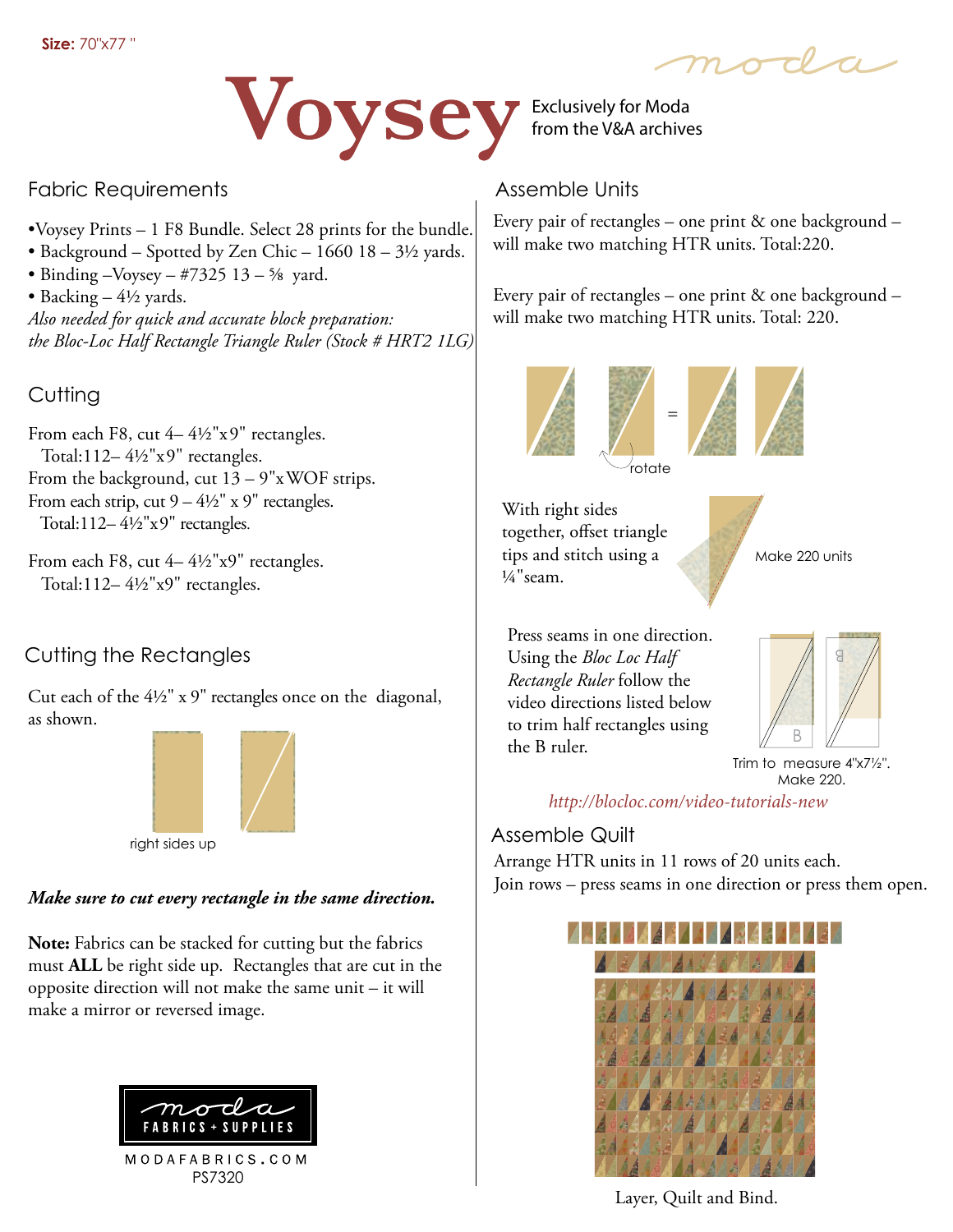Size: 70"x77 "

# Voysey

Exclusively for Moda
from the V&A archives

## Fabric Requirements

- •Voysey Prints – 1 F8 Bundle. Select 28 prints for the bundle.
- Background – Spotted by Zen Chic – 1660 18 – 3½ yards.
- Binding –Voysey – #7325 13 – ⅝ yard.
- Backing – 4½ yards.

*Also needed for quick and accurate block preparation:*
*the Bloc-Loc Half Rectangle Triangle Ruler (Stock # HRT2 1LG)*

## Cutting

From each F8, cut 4– 4½"x9" rectangles.
Total:112– 4½"x9" rectangles.
From the background, cut 13 – 9"x WOF strips.
From each strip, cut 9 – 4½" x 9" rectangles.
Total:112– 4½"x9" rectangles.

From each F8, cut 4– 4½"x9" rectangles.
Total:112– 4½"x9" rectangles.

## Cutting the Rectangles

Cut each of the 4½" x 9" rectangles once on the diagonal, as shown.

right sides up

***Make sure to cut every rectangle in the same direction.***

**Note:** Fabrics can be stacked for cutting but the fabrics must **ALL** be right side up. Rectangles that are cut in the opposite direction will not make the same unit – it will make a mirror or reversed image.

## Assemble Units

Every pair of rectangles – one print & one background – will make two matching HTR units. Total:220.

Every pair of rectangles – one print & one background – will make two matching HTR units. Total: 220.

=

rotate

With right sides together, offset triangle tips and stitch using a ¼"seam.

Make 220 units

Press seams in one direction. Using the *Bloc Loc Half Rectangle Ruler* follow the video directions listed below to trim half rectangles using the B ruler.

B

Trim to measure 4"x7½".
Make 220.

*http://blocloc.com/video-tutorials-new*

## Assemble Quilt

Arrange HTR units in 11 rows of 20 units each.
Join rows – press seams in one direction or press them open.

Layer, Quilt and Bind.

MODAFABRICS.COM
PS7320